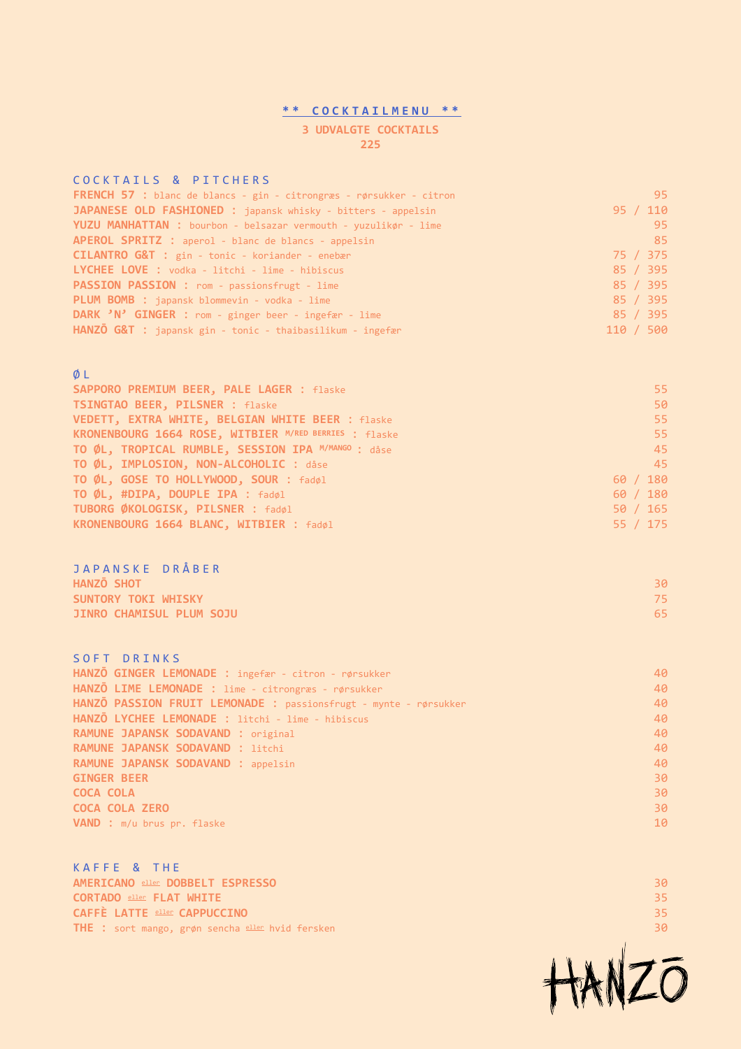# ** COCKTAILMENU **

**3 UDVALGTE COCKTAILS**
**225**

## COCKTAILS & PITCHERS

| | |
|---|---|
| **FRENCH 57** : blanc de blancs - gin - citrongræs - rørsukker - citron | 95 |
| **JAPANESE OLD FASHIONED** : japansk whisky - bitters - appelsin | 95 / 110 |
| **YUZU MANHATTAN** : bourbon - belsazar vermouth - yuzulikør - lime | 95 |
| **APEROL SPRITZ** : aperol - blanc de blancs - appelsin | 85 |
| **CILANTRO G&T** : gin - tonic - koriander - enebær | 75 / 375 |
| **LYCHEE LOVE** : vodka - litchi - lime - hibiscus | 85 / 395 |
| **PASSION PASSION** : rom - passionsfrugt - lime | 85 / 395 |
| **PLUM BOMB** : japansk blommevin - vodka - lime | 85 / 395 |
| **DARK 'N' GINGER** : rom - ginger beer - ingefær - lime | 85 / 395 |
| **HANZŌ G&T** : japansk gin - tonic - thaibasilikum - ingefær | 110 / 500 |

## ØL

| | |
|---|---|
| **SAPPORO PREMIUM BEER, PALE LAGER** : flaske | 55 |
| **TSINGTAO BEER, PILSNER** : flaske | 50 |
| **VEDETT, EXTRA WHITE, BELGIAN WHITE BEER** : flaske | 55 |
| **KRONENBOURG 1664 ROSE, WITBIER** M/RED BERRIES : flaske | 55 |
| **TO ØL, TROPICAL RUMBLE, SESSION IPA** M/MANGO : dåse | 45 |
| **TO ØL, IMPLOSION, NON-ALCOHOLIC** : dåse | 45 |
| **TO ØL, GOSE TO HOLLYWOOD, SOUR** : fadøl | 60 / 180 |
| **TO ØL, #DIPA, DOUPLE IPA** : fadøl | 60 / 180 |
| **TUBORG ØKOLOGISK, PILSNER** : fadøl | 50 / 165 |
| **KRONENBOURG 1664 BLANC, WITBIER** : fadøl | 55 / 175 |

## JAPANSKE DRÅBER

| | |
|---|---|
| **HANZŌ SHOT** | 30 |
| **SUNTORY TOKI WHISKY** | 75 |
| **JINRO CHAMISUL PLUM SOJU** | 65 |

## SOFT DRINKS

| | |
|---|---|
| **HANZŌ GINGER LEMONADE** : ingefær - citron - rørsukker | 40 |
| **HANZŌ LIME LEMONADE** : lime - citrongræs - rørsukker | 40 |
| **HANZŌ PASSION FRUIT LEMONADE** : passionsfrugt - mynte - rørsukker | 40 |
| **HANZŌ LYCHEE LEMONADE** : litchi - lime - hibiscus | 40 |
| **RAMUNE JAPANSK SODAVAND** : original | 40 |
| **RAMUNE JAPANSK SODAVAND** : litchi | 40 |
| **RAMUNE JAPANSK SODAVAND** : appelsin | 40 |
| **GINGER BEER** | 30 |
| **COCA COLA** | 30 |
| **COCA COLA ZERO** | 30 |
| **VAND** : m/u brus pr. flaske | 10 |

## KAFFE & THE

| | |
|---|---|
| **AMERICANO** eller **DOBBELT ESPRESSO** | 30 |
| **CORTADO** eller **FLAT WHITE** | 35 |
| **CAFFÈ LATTE** eller **CAPPUCCINO** | 35 |
| **THE** : sort mango, grøn sencha eller hvid fersken | 30 |

HANZŌ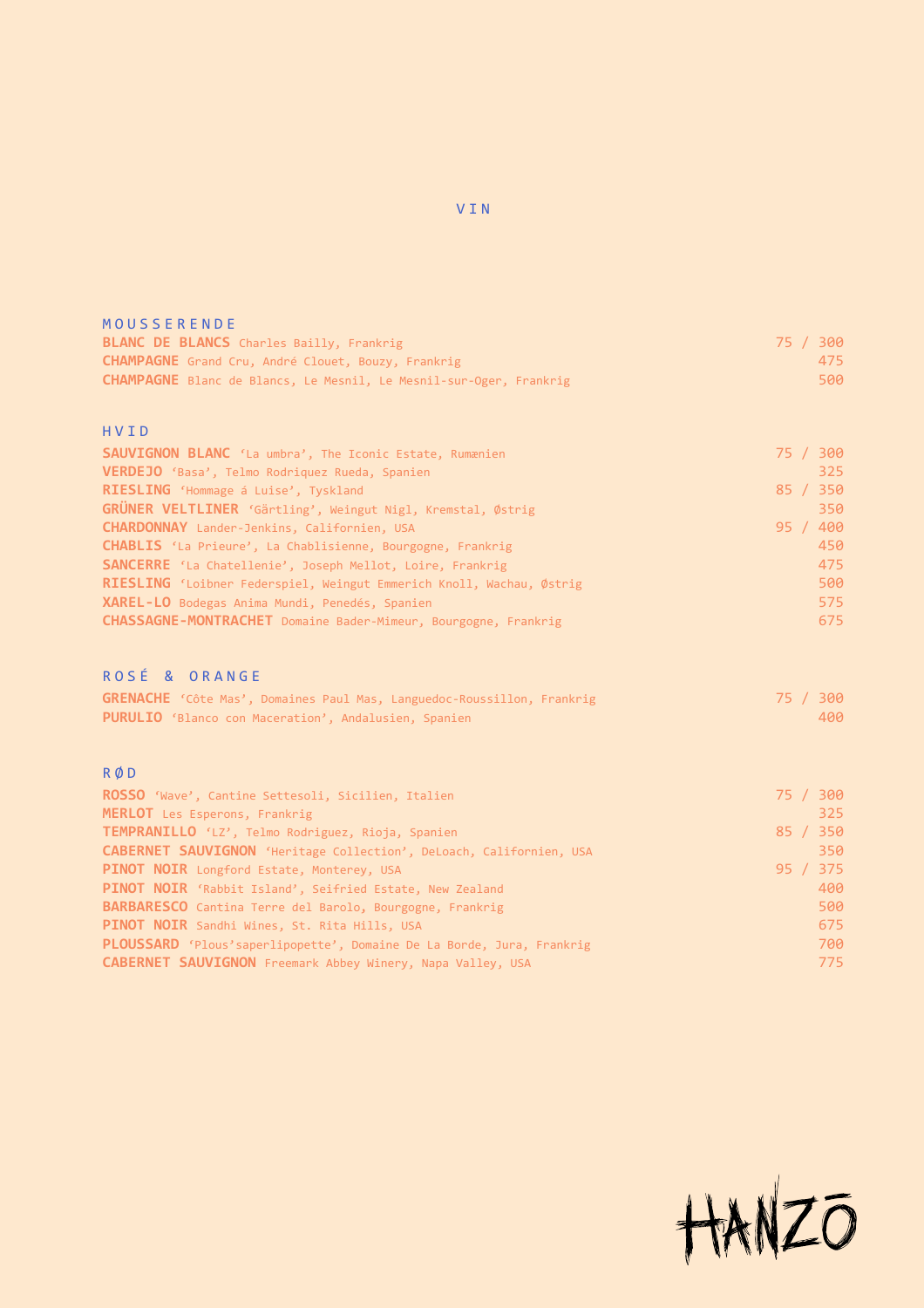# VIN

## MOUSSERENDE

| | |
|---|---|
| **BLANC DE BLANCS** Charles Bailly, Frankrig | 75 / 300 |
| **CHAMPAGNE** Grand Cru, André Clouet, Bouzy, Frankrig | 475 |
| **CHAMPAGNE** Blanc de Blancs, Le Mesnil, Le Mesnil-sur-Oger, Frankrig | 500 |

## HVID

| | |
|---|---|
| **SAUVIGNON BLANC** 'La umbra', The Iconic Estate, Rumænien | 75 / 300 |
| **VERDEJO** 'Basa', Telmo Rodriquez Rueda, Spanien | 325 |
| **RIESLING** 'Hommage á Luise', Tyskland | 85 / 350 |
| **GRÜNER VELTLINER** 'Gärtling', Weingut Nigl, Kremstal, Østrig | 350 |
| **CHARDONNAY** Lander-Jenkins, Californien, USA | 95 / 400 |
| **CHABLIS** 'La Prieure', La Chablisienne, Bourgogne, Frankrig | 450 |
| **SANCERRE** 'La Chatellenie', Joseph Mellot, Loire, Frankrig | 475 |
| **RIESLING** 'Loibner Federspiel, Weingut Emmerich Knoll, Wachau, Østrig | 500 |
| **XAREL-LO** Bodegas Anima Mundi, Penedés, Spanien | 575 |
| **CHASSAGNE-MONTRACHET** Domaine Bader-Mimeur, Bourgogne, Frankrig | 675 |

## ROSÉ & ORANGE

| | |
|---|---|
| **GRENACHE** 'Côte Mas', Domaines Paul Mas, Languedoc-Roussillon, Frankrig | 75 / 300 |
| **PURULIO** 'Blanco con Maceration', Andalusien, Spanien | 400 |

## RØD

| | |
|---|---|
| **ROSSO** 'Wave', Cantine Settesoli, Sicilien, Italien | 75 / 300 |
| **MERLOT** Les Esperons, Frankrig | 325 |
| **TEMPRANILLO** 'LZ', Telmo Rodriguez, Rioja, Spanien | 85 / 350 |
| **CABERNET SAUVIGNON** 'Heritage Collection', DeLoach, Californien, USA | 350 |
| **PINOT NOIR** Longford Estate, Monterey, USA | 95 / 375 |
| **PINOT NOIR** 'Rabbit Island', Seifried Estate, New Zealand | 400 |
| **BARBARESCO** Cantina Terre del Barolo, Bourgogne, Frankrig | 500 |
| **PINOT NOIR** Sandhi Wines, St. Rita Hills, USA | 675 |
| **PLOUSSARD** 'Plous'saperlipopette', Domaine De La Borde, Jura, Frankrig | 700 |
| **CABERNET SAUVIGNON** Freemark Abbey Winery, Napa Valley, USA | 775 |

HANZŌ